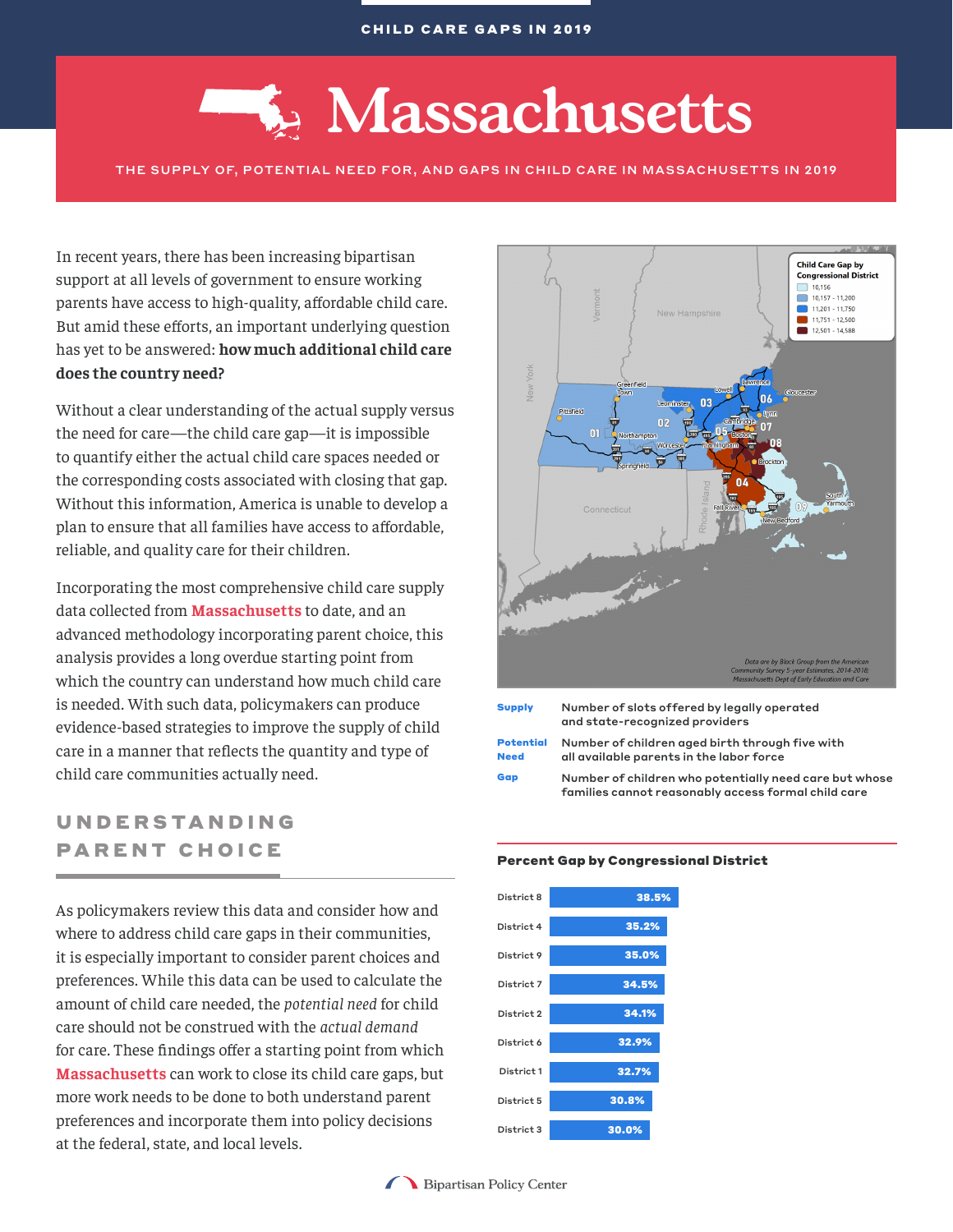CHILD CARE GAPS IN 2019

# Massachusetts

THE SUPPLY OF, POTENTIAL NEED FOR, AND GAPS IN CHILD CARE IN MASSACHUSETTS IN 2019

In recent years, there has been increasing bipartisan support at all levels of government to ensure working parents have access to high-quality, affordable child care. But amid these efforts, an important underlying question has yet to be answered: **how much additional child care does the country need?**

Without a clear understanding of the actual supply versus the need for care—the child care gap—it is impossible to quantify either the actual child care spaces needed or the corresponding costs associated with closing that gap. Without this information, America is unable to develop a plan to ensure that all families have access to affordable, reliable, and quality care for their children.

Incorporating the most comprehensive child care supply data collected from **Massachusetts** to date, and an advanced methodology incorporating parent choice, this analysis provides a long overdue starting point from which the country can understand how much child care is needed. With such data, policymakers can produce evidence-based strategies to improve the supply of child care in a manner that reflects the quantity and type of child care communities actually need.

## UNDERSTANDING PARENT CHOICE

As policymakers review this data and consider how and where to address child care gaps in their communities, it is especially important to consider parent choices and preferences. While this data can be used to calculate the amount of child care needed, the *potential need* for child care should not be construed with the *actual demand* for care. These findings offer a starting point from which **Massachusetts** can work to close its child care gaps, but more work needs to be done to both understand parent preferences and incorporate them into policy decisions at the federal, state, and local levels.

**Child Care Gap by Congressional District**

- 10,156
- 10,157 - 11,200
- 11,201 - 11,750
- 11,751 - 12,500
- 12,501 - 14,588

Data are by Block Group from the American Community Survey 5-year Estimates, 2014-2018; Massachusetts Dept of Early Education and Care

| | |
|---|---|
| **Supply** | Number of slots offered by legally operated and state-recognized providers |
| **Potential Need** | Number of children aged birth through five with all available parents in the labor force |
| **Gap** | Number of children who potentially need care but whose families cannot reasonably access formal child care |

**Percent Gap by Congressional District**

| District | Percent Gap |
|---|---|
| District 8 | 38.5% |
| District 4 | 35.2% |
| District 9 | 35.0% |
| District 7 | 34.5% |
| District 2 | 34.1% |
| District 6 | 32.9% |
| District 1 | 32.7% |
| District 5 | 30.8% |
| District 3 | 30.0% |

Bipartisan Policy Center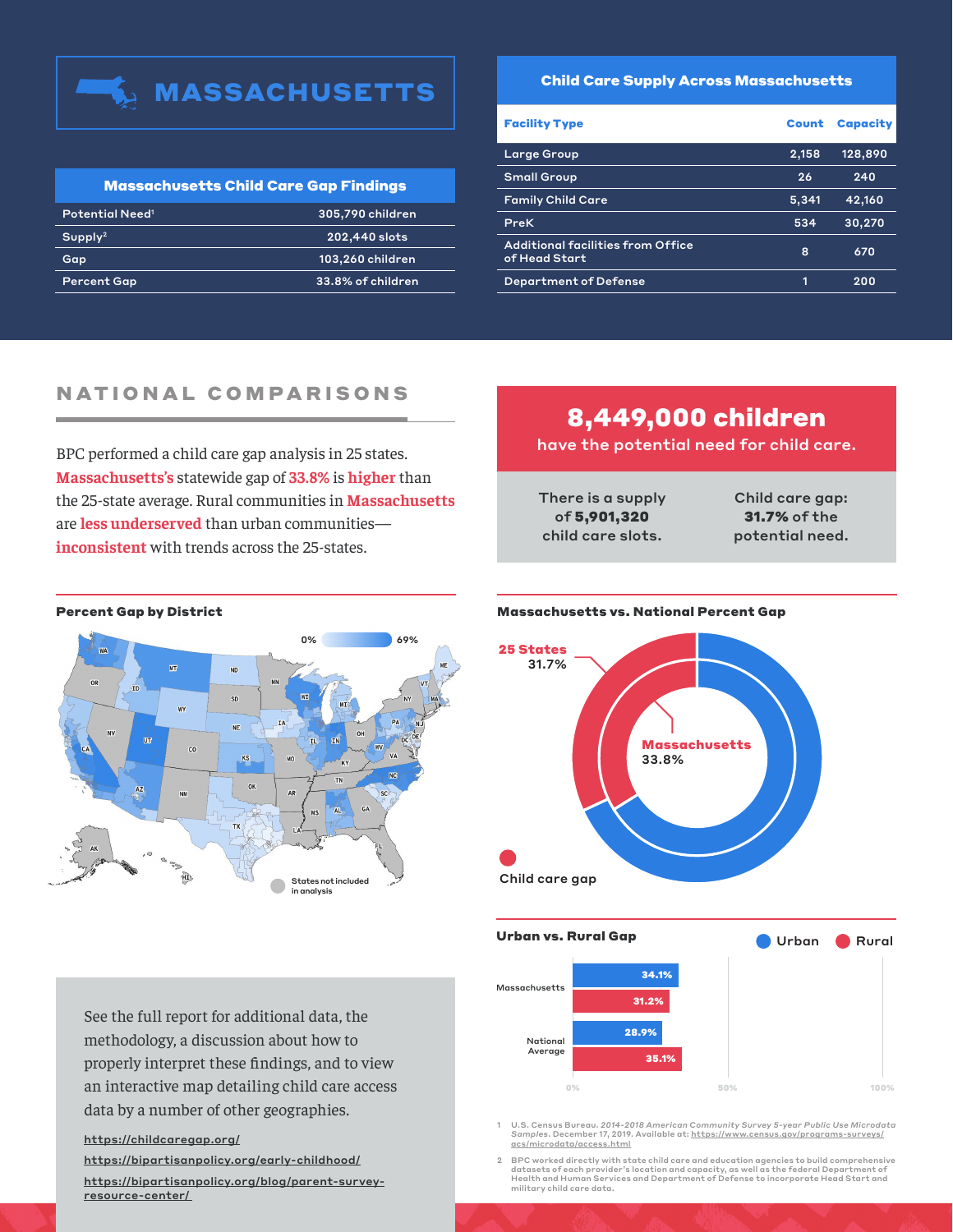# MASSACHUSETTS

## Massachusetts Child Care Gap Findings

| | |
|---|---|
| Potential Need[1] | 305,790 children |
| Supply[2] | 202,440 slots |
| Gap | 103,260 children |
| Percent Gap | 33.8% of children |

## Child Care Supply Across Massachusetts

| Facility Type | Count | Capacity |
|---|---|---|
| Large Group | 2,158 | 128,890 |
| Small Group | 26 | 240 |
| Family Child Care | 5,341 | 42,160 |
| PreK | 534 | 30,270 |
| Additional facilities from Office of Head Start | 8 | 670 |
| Department of Defense | 1 | 200 |

## NATIONAL COMPARISONS

BPC performed a child care gap analysis in 25 states. **Massachusetts's** statewide gap of **33.8%** is **higher** than the 25-state average. Rural communities in **Massachusetts** are **less underserved** than urban communities—**inconsistent** with trends across the 25-states.

**8,449,000 children** have the potential need for child care.

There is a supply of **5,901,320** child care slots.

Child care gap: **31.7%** of the potential need.

### Percent Gap by District

0%
69%
WA, OR, ID, MT, ND, SD, MN, WI, MI, NY, VT, ME, NH, MA, RI, CT, NJ, PA, DE, MD, DC, OH, IN, IL, IA, NE, WY, NV, CA, UT, CO, KS, MO, KY, WV, VA, NC, TN, AR, OK, NM, AZ, TX, LA, MS, AL, GA, SC, FL, AK, HI
States not included in analysis

### Massachusetts vs. National Percent Gap

25 States
31.7%
Massachusetts
33.8%
Child care gap

### Urban vs. Rural Gap

Urban
Rural
Massachusetts
34.1%
31.2%
National Average
28.9%
35.1%
0%
50%
100%

See the full report for additional data, the methodology, a discussion about how to properly interpret these findings, and to view an interactive map detailing child care access data by a number of other geographies.

https://childcaregap.org/

https://bipartisanpolicy.org/early-childhood/

https://bipartisanpolicy.org/blog/parent-survey-resource-center/

1 U.S. Census Bureau. *2014-2018 American Community Survey 5-year Public Use Microdata Samples*. December 17, 2019. Available at: https://www.census.gov/programs-surveys/acs/microdata/access.html

2 BPC worked directly with state child care and education agencies to build comprehensive datasets of each provider's location and capacity, as well as the federal Department of Health and Human Services and Department of Defense to incorporate Head Start and military child care data.